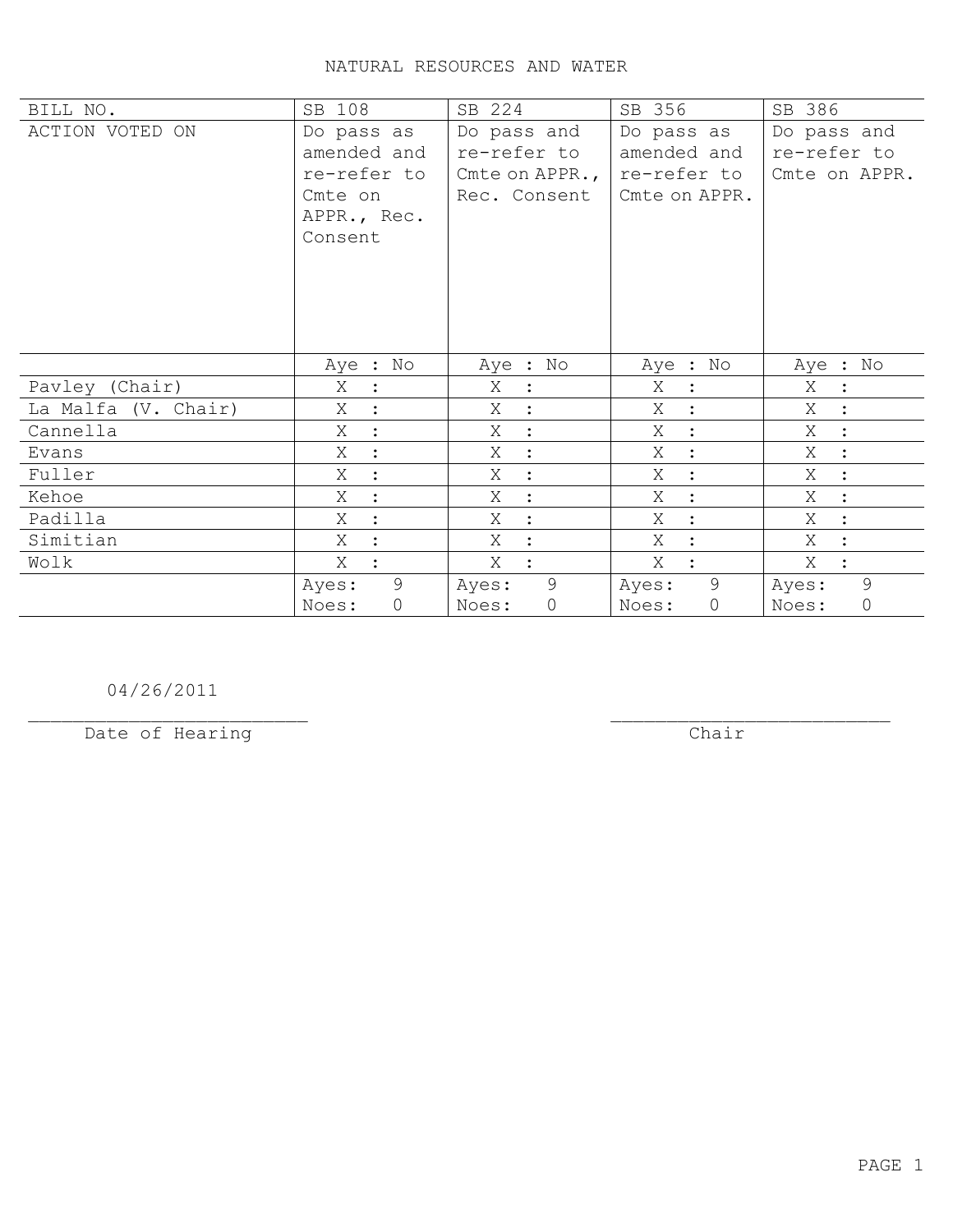# NATURAL RESOURCES AND WATER

| BILL NO. | SB 108 | SB 224 | SB 356 | SB 386 |
|---|---|---|---|---|
| ACTION VOTED ON | Do pass as amended and re-refer to Cmte on APPR., Rec. Consent | Do pass and re-refer to Cmte on APPR., Rec. Consent | Do pass as amended and re-refer to Cmte on APPR. | Do pass and re-refer to Cmte on APPR. |
| | Aye : No | Aye : No | Aye : No | Aye : No |
| Pavley (Chair) | X : | X : | X : | X : |
| La Malfa (V. Chair) | X : | X : | X : | X : |
| Cannella | X : | X : | X : | X : |
| Evans | X : | X : | X : | X : |
| Fuller | X : | X : | X : | X : |
| Kehoe | X : | X : | X : | X : |
| Padilla | X : | X : | X : | X : |
| Simitian | X : | X : | X : | X : |
| Wolk | X : | X : | X : | X : |
| | Ayes: 9<br>Noes: 0 | Ayes: 9<br>Noes: 0 | Ayes: 9<br>Noes: 0 | Ayes: 9<br>Noes: 0 |

04/26/2011
_________________________
Date of Hearing

_________________________
Chair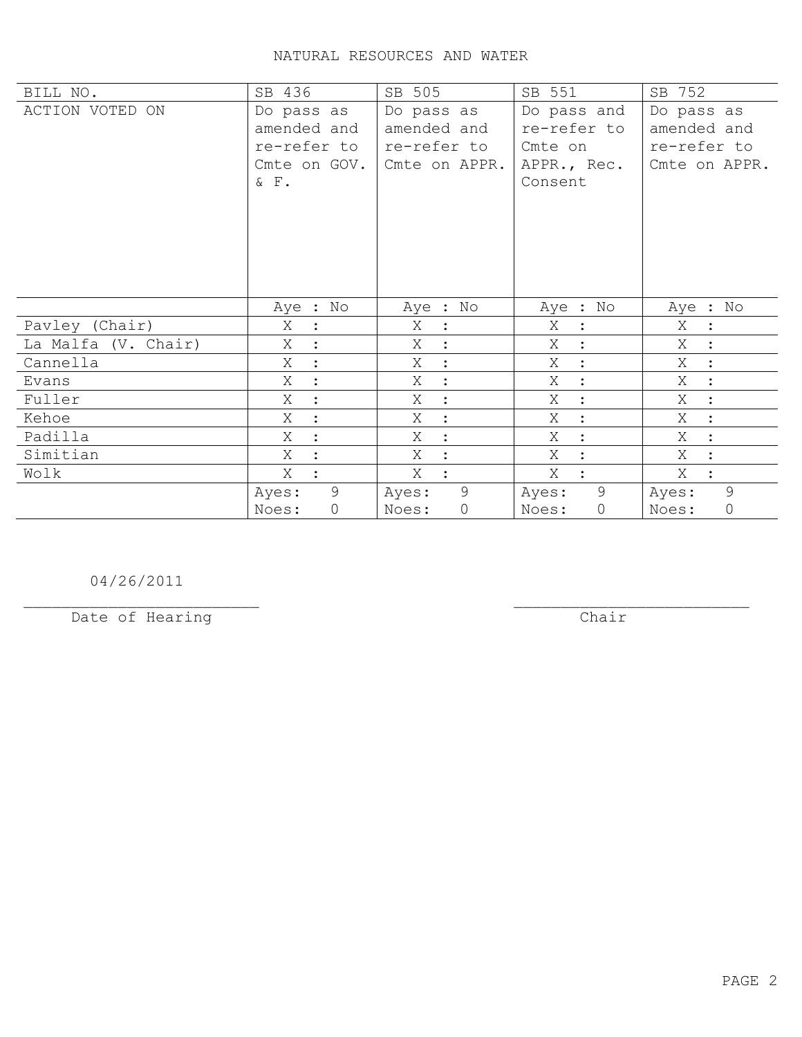NATURAL RESOURCES AND WATER

| BILL NO. | SB 436 | SB 505 | SB 551 | SB 752 |
|---|---|---|---|---|
| ACTION VOTED ON | Do pass as amended and re-refer to Cmte on GOV. & F. | Do pass as amended and re-refer to Cmte on APPR. | Do pass and re-refer to Cmte on APPR., Rec. Consent | Do pass as amended and re-refer to Cmte on APPR. |
| | Aye : No | Aye : No | Aye : No | Aye : No |
| Pavley (Chair) | X : | X : | X : | X : |
| La Malfa (V. Chair) | X : | X : | X : | X : |
| Cannella | X : | X : | X : | X : |
| Evans | X : | X : | X : | X : |
| Fuller | X : | X : | X : | X : |
| Kehoe | X : | X : | X : | X : |
| Padilla | X : | X : | X : | X : |
| Simitian | X : | X : | X : | X : |
| Wolk | X : | X : | X : | X : |
| | Ayes: 9 Noes: 0 | Ayes: 9 Noes: 0 | Ayes: 9 Noes: 0 | Ayes: 9 Noes: 0 |

04/26/2011
________________________
Date of Hearing

________________________
Chair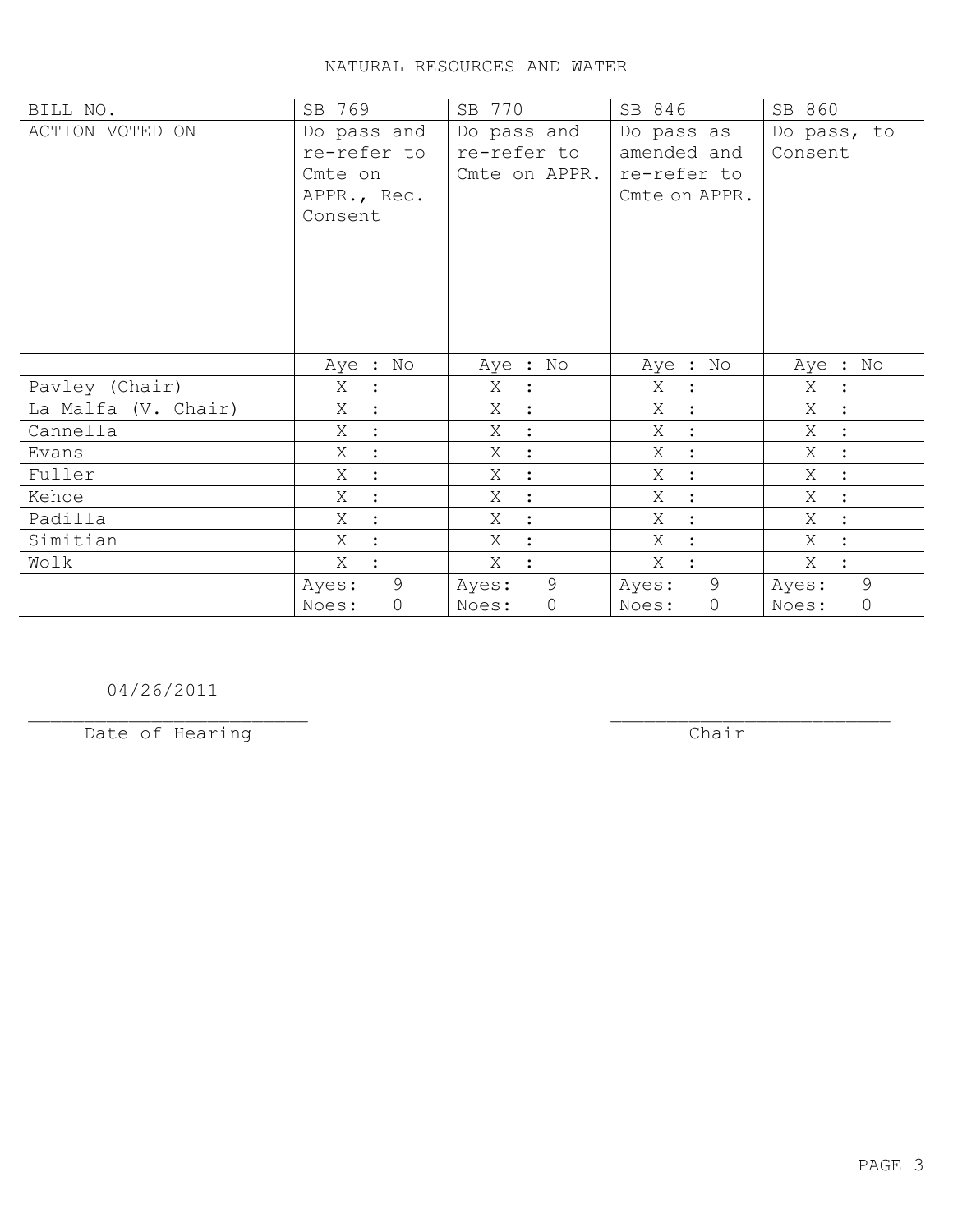NATURAL RESOURCES AND WATER

| BILL NO. | SB 769 | SB 770 | SB 846 | SB 860 |
|---|---|---|---|---|
| ACTION VOTED ON | Do pass and re-refer to Cmte on APPR., Rec. Consent | Do pass and re-refer to Cmte on APPR. | Do pass as amended and re-refer to Cmte on APPR. | Do pass, to Consent |
| | Aye : No | Aye : No | Aye : No | Aye : No |
| Pavley (Chair) | X : | X : | X : | X : |
| La Malfa (V. Chair) | X : | X : | X : | X : |
| Cannella | X : | X : | X : | X : |
| Evans | X : | X : | X : | X : |
| Fuller | X : | X : | X : | X : |
| Kehoe | X : | X : | X : | X : |
| Padilla | X : | X : | X : | X : |
| Simitian | X : | X : | X : | X : |
| Wolk | X : | X : | X : | X : |
| | Ayes: 9 Noes: 0 | Ayes: 9 Noes: 0 | Ayes: 9 Noes: 0 | Ayes: 9 Noes: 0 |

04/26/2011

Date of Hearing

Chair